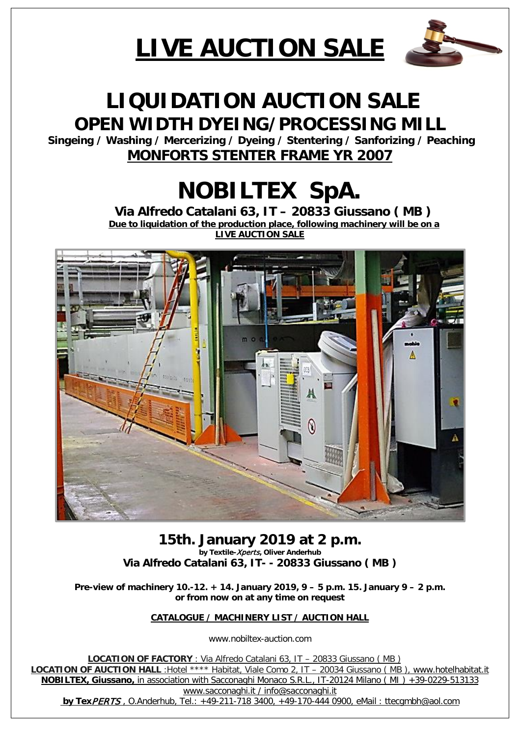# LIVE AUCTION SALE

# LIQUIDATION AUCTION SALE

## OPEN WIDTH DYEING/PROCESSING MILL

**Singeing / Washing / Mercerizing / Dyeing / Stentering / Sanforizing / Peaching**

**MONFORTS STENTER FRAME YR 2007**

# NOBILTEX SpA.

**Via Alfredo Catalani 63, IT – 20833 Giussano ( MB )**

**Due to liquidation of the production place, following machinery will be on a LIVE AUCTION SALE**

## 15th. January 2019 at 2 p.m.

**by Textile-*Xperts*, Oliver Anderhub**

**Via Alfredo Catalani 63, IT- - 20833 Giussano ( MB )**

**Pre-view of machinery 10.-12. + 14. January 2019, 9 – 5 p.m. 15. January 9 – 2 p.m. or from now on at any time on request**

**CATALOGUE / MACHINERY LIST / AUCTION HALL**

www.nobiltex-auction.com

**LOCATION OF FACTORY** : Via Alfredo Catalani 63, IT – 20833 Giussano ( MB )

**LOCATION OF AUCTION HALL** :Hotel **** Habitat, Viale Como 2, IT – 20034 Giussano ( MB ), www.hotelhabitat.it

**NOBILTEX, Giussano,** in association with Sacconaghi Monaco S.R.L., IT-20124 Milano ( MI ) +39-0229-513133 www.sacconaghi.it / info@sacconaghi.it

**by Tex*PERTS*** , O.Anderhub, Tel.: +49-211-718 3400, +49-170-444 0900, eMail : ttecgmbh@aol.com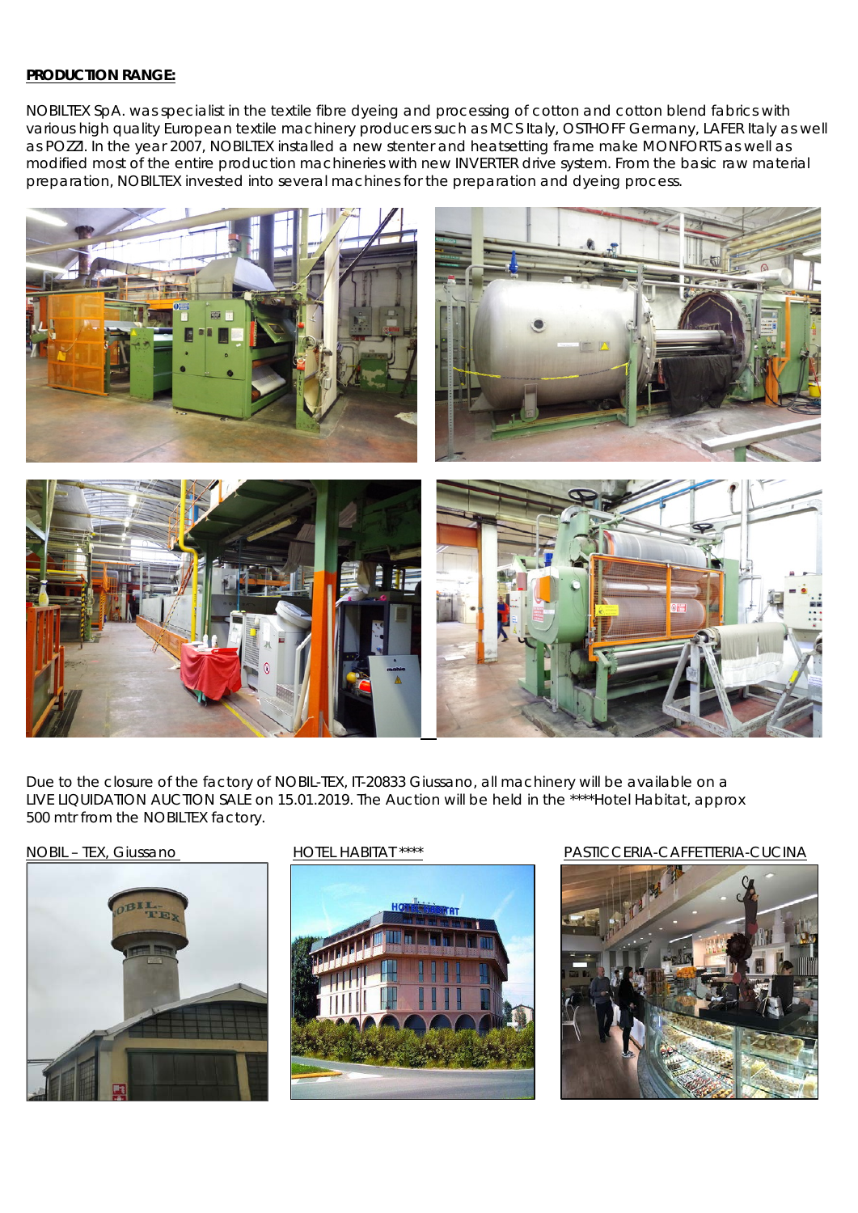**PRODUCTION RANGE:**

NOBILTEX SpA. was specialist in the textile fibre dyeing and processing of cotton and cotton blend fabrics with various high quality European textile machinery producers such as MCS Italy, OSTHOFF Germany, LAFER Italy as well as POZZI. In the year 2007, NOBILTEX installed a new stenter and heatsetting frame make MONFORTS as well as modified most of the entire production machineries with new INVERTER drive system. From the basic raw material preparation, NOBILTEX invested into several machines for the preparation and dyeing process.

Due to the closure of the factory of NOBIL-TEX, IT-20833 Giussano, all machinery will be available on a LIVE LIQUIDATION AUCTION SALE on 15.01.2019. The Auction will be held in the ****Hotel Habitat, approx 500 mtr from the NOBILTEX factory.

NOBIL – TEX, Giussano

HOTEL HABITAT ****

PASTICCERIA-CAFFETTERIA-CUCINA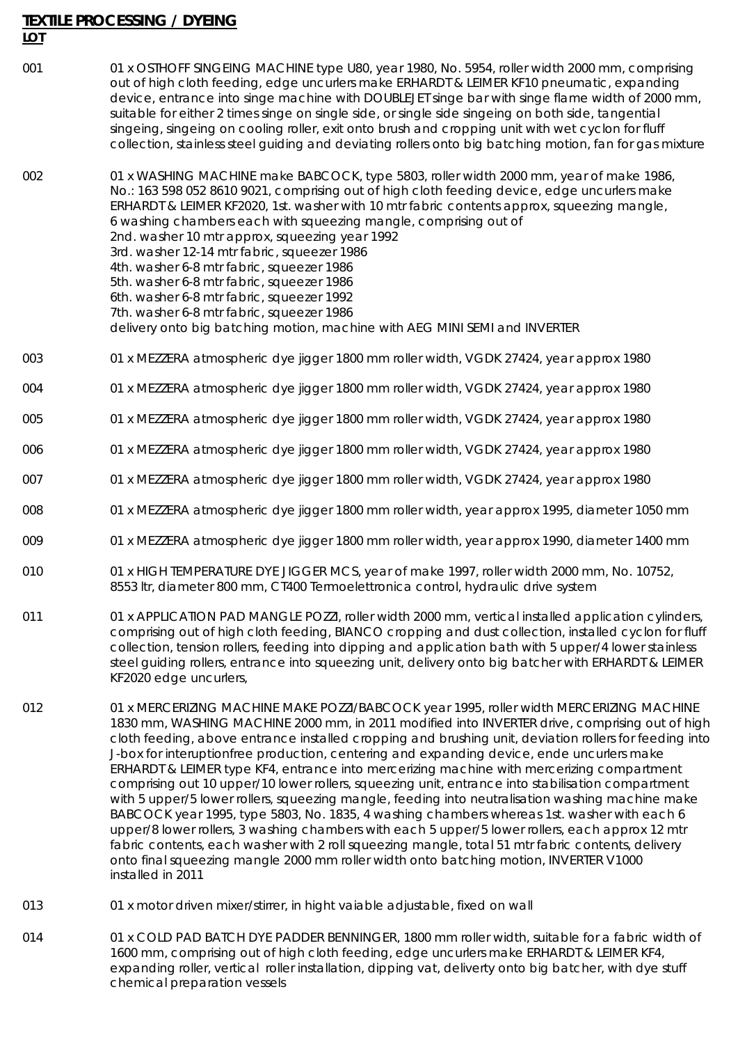**TEXTILE PROCESSING / DYEING**

**LOT**

001 01 x OSTHOFF SINGEING MACHINE type U80, year 1980, No. 5954, roller width 2000 mm, comprising out of high cloth feeding, edge uncurlers make ERHARDT & LEIMER KF10 pneumatic, expanding device, entrance into singe machine with DOUBLEJET singe bar with singe flame width of 2000 mm, suitable for either 2 times singe on single side, or single side singeing on both side, tangential singeing, singeing on cooling roller, exit onto brush and cropping unit with wet cyclon for fluff collection, stainless steel guiding and deviating rollers onto big batching motion, fan for gas mixture

002 01 x WASHING MACHINE make BABCOCK, type 5803, roller width 2000 mm, year of make 1986, No.: 163 598 052 8610 9021, comprising out of high cloth feeding device, edge uncurlers make ERHARDT & LEIMER KF2020, 1st. washer with 10 mtr fabric contents approx, squeezing mangle, 6 washing chambers each with squeezing mangle, comprising out of
2nd. washer 10 mtr approx, squeezing year 1992
3rd. washer 12-14 mtr fabric, squeezer 1986
4th. washer 6-8 mtr fabric, squeezer 1986
5th. washer 6-8 mtr fabric, squeezer 1986
6th. washer 6-8 mtr fabric, squeezer 1992
7th. washer 6-8 mtr fabric, squeezer 1986
delivery onto big batching motion, machine with AEG MINI SEMI and INVERTER

003 01 x MEZZERA atmospheric dye jigger 1800 mm roller width, VGDK 27424, year approx 1980

004 01 x MEZZERA atmospheric dye jigger 1800 mm roller width, VGDK 27424, year approx 1980

005 01 x MEZZERA atmospheric dye jigger 1800 mm roller width, VGDK 27424, year approx 1980

006 01 x MEZZERA atmospheric dye jigger 1800 mm roller width, VGDK 27424, year approx 1980

007 01 x MEZZERA atmospheric dye jigger 1800 mm roller width, VGDK 27424, year approx 1980

008 01 x MEZZERA atmospheric dye jigger 1800 mm roller width, year approx 1995, diameter 1050 mm

009 01 x MEZZERA atmospheric dye jigger 1800 mm roller width, year approx 1990, diameter 1400 mm

010 01 x HIGH TEMPERATURE DYE JIGGER MCS, year of make 1997, roller width 2000 mm, No. 10752, 8553 ltr, diameter 800 mm, CT400 Termoelettronica control, hydraulic drive system

011 01 x APPLICATION PAD MANGLE POZZI, roller width 2000 mm, vertical installed application cylinders, comprising out of high cloth feeding, BIANCO cropping and dust collection, installed cyclon for fluff collection, tension rollers, feeding into dipping and application bath with 5 upper/4 lower stainless steel guiding rollers, entrance into squeezing unit, delivery onto big batcher with ERHARDT & LEIMER KF2020 edge uncurlers,

012 01 x MERCERIZING MACHINE MAKE POZZI/BABCOCK year 1995, roller width MERCERIZING MACHINE 1830 mm, WASHING MACHINE 2000 mm, in 2011 modified into INVERTER drive, comprising out of high cloth feeding, above entrance installed cropping and brushing unit, deviation rollers for feeding into J-box for interuptionfree production, centering and expanding device, ende uncurlers make ERHARDT & LEIMER type KF4, entrance into mercerizing machine with mercerizing compartment comprising out 10 upper/10 lower rollers, squeezing unit, entrance into stabilisation compartment with 5 upper/5 lower rollers, squeezing mangle, feeding into neutralisation washing machine make BABCOCK year 1995, type 5803, No. 1835, 4 washing chambers whereas 1st. washer with each 6 upper/8 lower rollers, 3 washing chambers with each 5 upper/5 lower rollers, each approx 12 mtr fabric contents, each washer with 2 roll squeezing mangle, total 51 mtr fabric contents, delivery onto final squeezing mangle 2000 mm roller width onto batching motion, INVERTER V1000 installed in 2011

013 01 x motor driven mixer/stirrer, in hight vaiable adjustable, fixed on wall

014 01 x COLD PAD BATCH DYE PADDER BENNINGER, 1800 mm roller width, suitable for a fabric width of 1600 mm, comprising out of high cloth feeding, edge uncurlers make ERHARDT & LEIMER KF4, expanding roller, vertical roller installation, dipping vat, deliverty onto big batcher, with dye stuff chemical preparation vessels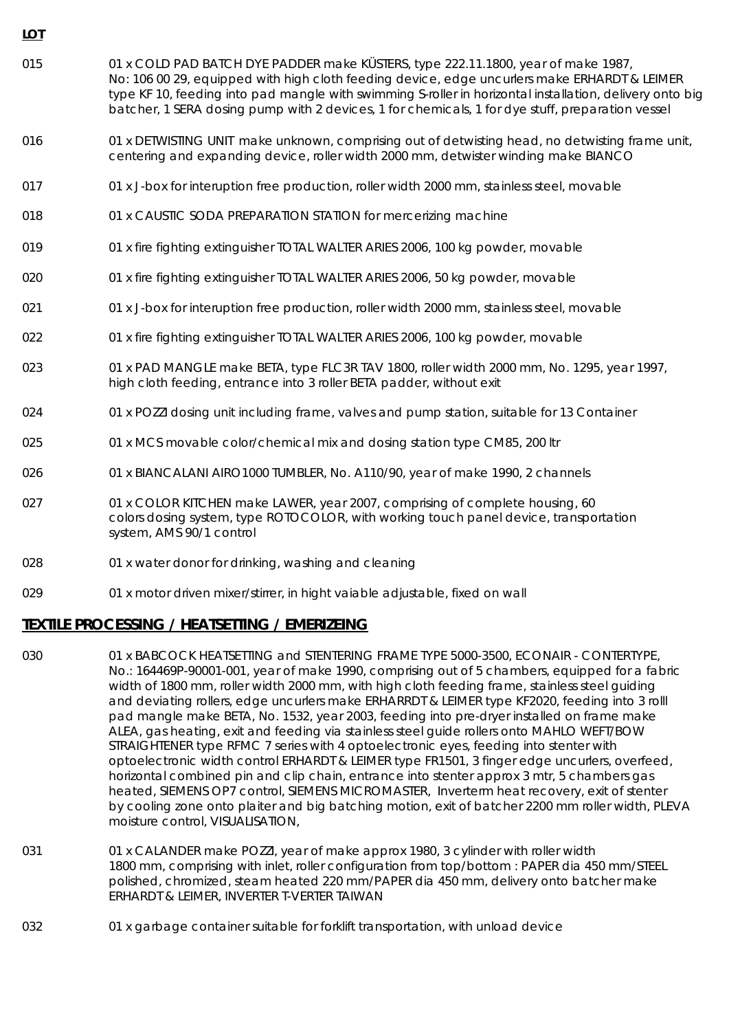**LOT**

| | |
|---|---|
| 015 | 01 x COLD PAD BATCH DYE PADDER make KÜSTERS, type 222.11.1800, year of make 1987, No: 106 00 29, equipped with high cloth feeding device, edge uncurlers make ERHARDT & LEIMER type KF 10, feeding into pad mangle with swimming S-roller in horizontal installation, delivery onto big batcher, 1 SERA dosing pump with 2 devices, 1 for chemicals, 1 for dye stuff, preparation vessel |
| 016 | 01 x DETWISTING UNIT make unknown, comprising out of detwisting head, no detwisting frame unit, centering and expanding device, roller width 2000 mm, detwister winding make BIANCO |
| 017 | 01 x J-box for interuption free production, roller width 2000 mm, stainless steel, movable |
| 018 | 01 x CAUSTIC SODA PREPARATION STATION for mercerizing machine |
| 019 | 01 x fire fighting extinguisher TOTAL WALTER ARIES 2006, 100 kg powder, movable |
| 020 | 01 x fire fighting extinguisher TOTAL WALTER ARIES 2006, 50 kg powder, movable |
| 021 | 01 x J-box for interuption free production, roller width 2000 mm, stainless steel, movable |
| 022 | 01 x fire fighting extinguisher TOTAL WALTER ARIES 2006, 100 kg powder, movable |
| 023 | 01 x PAD MANGLE make BETA, type FLC 3R TAV 1800, roller width 2000 mm, No. 1295, year 1997, high cloth feeding, entrance into 3 roller BETA padder, without exit |
| 024 | 01 x POZZI dosing unit including frame, valves and pump station, suitable for 13 Container |
| 025 | 01 x MCS movable color/chemical mix and dosing station type CM85, 200 ltr |
| 026 | 01 x BIANCALANI AIRO1000 TUMBLER, No. A110/90, year of make 1990, 2 channels |
| 027 | 01 x COLOR KITCHEN make LAWER, year 2007, comprising of complete housing, 60 colors dosing system, type ROTOCOLOR, with working touch panel device, transportation system, AMS 90/1 control |
| 028 | 01 x water donor for drinking, washing and cleaning |
| 029 | 01 x motor driven mixer/stirrer, in hight vaiable adjustable, fixed on wall |

## TEXTILE PROCESSING / HEATSETTING / EMERIZEING

| | |
|---|---|
| 030 | 01 x BABCOCK HEATSETTING and STENTERING FRAME TYPE 5000-3500, ECONAIR - CONTERTYPE, No.: 164469P-90001-001, year of make 1990, comprising out of 5 chambers, equipped for a fabric width of 1800 mm, roller width 2000 mm, with high cloth feeding frame, stainless steel guiding and deviating rollers, edge uncurlers make ERHARRDT & LEIMER type KF2020, feeding into 3 rolll pad mangle make BETA, No. 1532, year 2003, feeding into pre-dryer installed on frame make ALEA, gas heating, exit and feeding via stainless steel guide rollers onto MAHLO WEFT/BOW STRAIGHTENER type RFMC 7 series with 4 optoelectronic eyes, feeding into stenter with optoelectronic width control ERHARDT & LEIMER type FR1501, 3 finger edge uncurlers, overfeed, horizontal combined pin and clip chain, entrance into stenter approx 3 mtr, 5 chambers gas heated, SIEMENS OP7 control, SIEMENS MICROMASTER, Inverterm heat recovery, exit of stenter by cooling zone onto plaiter and big batching motion, exit of batcher 2200 mm roller width, PLEVA moisture control, VISUALISATION, |
| 031 | 01 x CALANDER make POZZI, year of make approx 1980, 3 cylinder with roller width 1800 mm, comprising with inlet, roller configuration from top/bottom : PAPER dia 450 mm/STEEL polished, chromized, steam heated 220 mm/PAPER dia 450 mm, delivery onto batcher make ERHARDT & LEIMER, INVERTER T-VERTER TAIWAN |
| 032 | 01 x garbage container suitable for forklift transportation, with unload device |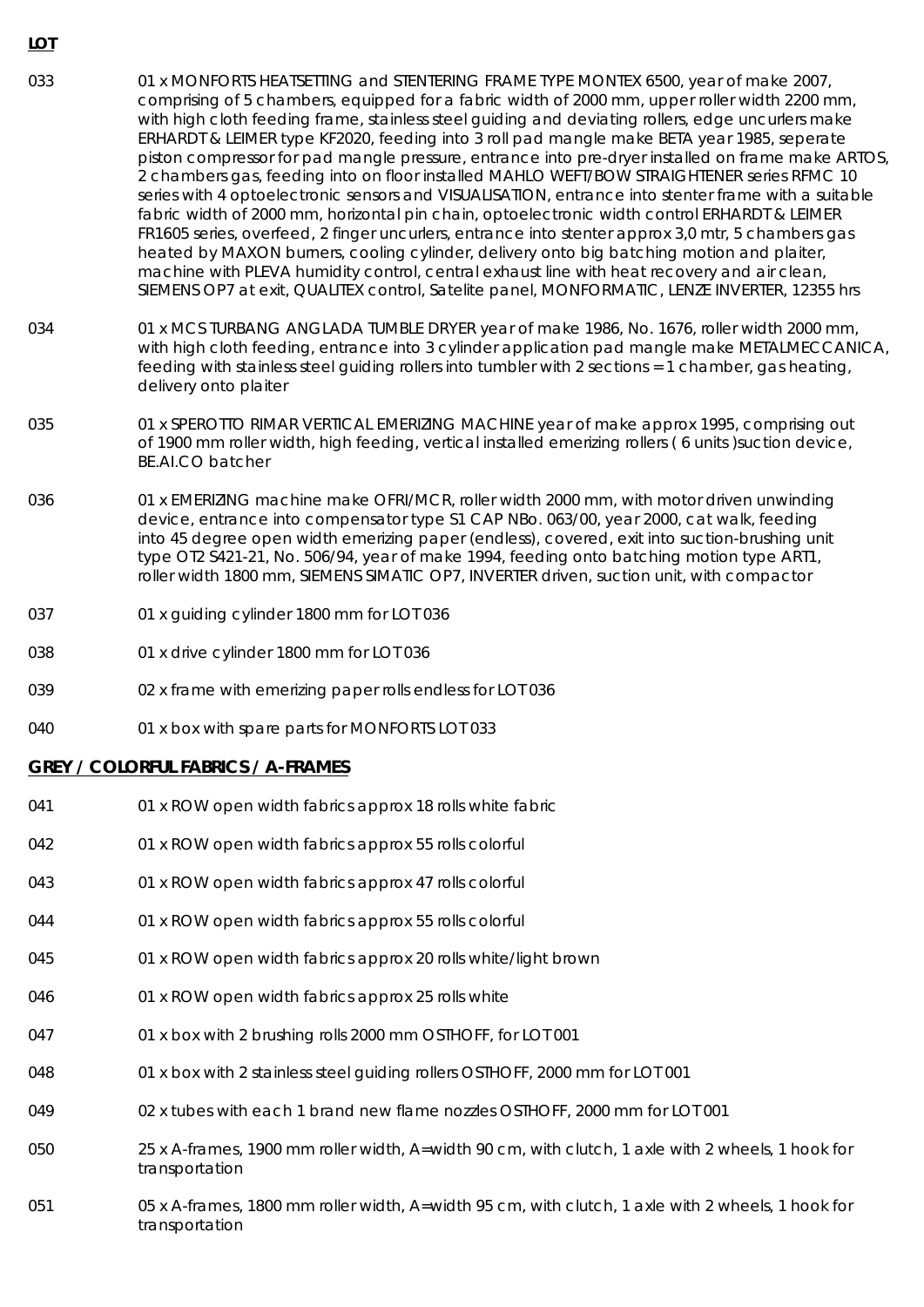**LOT**

| | |
|---|---|
| 033 | 01 x MONFORTS HEATSETTING and STENTERING FRAME TYPE MONTEX 6500, year of make 2007, comprising of 5 chambers, equipped for a fabric width of 2000 mm, upper roller width 2200 mm, with high cloth feeding frame, stainless steel guiding and deviating rollers, edge uncurlers make ERHARDT & LEIMER type KF2020, feeding into 3 roll pad mangle make BETA year 1985, seperate piston compressor for pad mangle pressure, entrance into pre-dryer installed on frame make ARTOS, 2 chambers gas, feeding into on floor installed MAHLO WEFT/BOW STRAIGHTENER series RFMC 10 series with 4 optoelectronic sensors and VISUALISATION, entrance into stenter frame with a suitable fabric width of 2000 mm, horizontal pin chain, optoelectronic width control ERHARDT & LEIMER FR1605 series, overfeed, 2 finger uncurlers, entrance into stenter approx 3,0 mtr, 5 chambers gas heated by MAXON burners, cooling cylinder, delivery onto big batching motion and plaiter, machine with PLEVA humidity control, central exhaust line with heat recovery and air clean, SIEMENS OP7 at exit, QUALITEX control, Satelite panel, MONFORMATIC, LENZE INVERTER, 12355 hrs |
| 034 | 01 x MCS TURBANG ANGLADA TUMBLE DRYER year of make 1986, No. 1676, roller width 2000 mm, with high cloth feeding, entrance into 3 cylinder application pad mangle make METALMECCANICA, feeding with stainless steel guiding rollers into tumbler with 2 sections = 1 chamber, gas heating, delivery onto plaiter |
| 035 | 01 x SPEROTTO RIMAR VERTICAL EMERIZING MACHINE year of make approx 1995, comprising out of 1900 mm roller width, high feeding, vertical installed emerizing rollers ( 6 units )suction device, BE.AI.CO batcher |
| 036 | 01 x EMERIZING machine make OFRI/MCR, roller width 2000 mm, with motor driven unwinding device, entrance into compensator type S1 CAP NBo. 063/00, year 2000, cat walk, feeding into 45 degree open width emerizing paper (endless), covered, exit into suction-brushing unit type OT2 S421-21, No. 506/94, year of make 1994, feeding onto batching motion type ART1, roller width 1800 mm, SIEMENS SIMATIC OP7, INVERTER driven, suction unit, with compactor |
| 037 | 01 x guiding cylinder 1800 mm for LOT 036 |
| 038 | 01 x drive cylinder 1800 mm for LOT 036 |
| 039 | 02 x frame with emerizing paper rolls endless for LOT 036 |
| 040 | 01 x box with spare parts for MONFORTS LOT 033 |

**GREY / COLORFUL FABRICS / A-FRAMES**

| | |
|---|---|
| 041 | 01 x ROW open width fabrics approx 18 rolls white fabric |
| 042 | 01 x ROW open width fabrics approx 55 rolls colorful |
| 043 | 01 x ROW open width fabrics approx 47 rolls colorful |
| 044 | 01 x ROW open width fabrics approx 55 rolls colorful |
| 045 | 01 x ROW open width fabrics approx 20 rolls white/light brown |
| 046 | 01 x ROW open width fabrics approx 25 rolls white |
| 047 | 01 x box with 2 brushing rolls 2000 mm OSTHOFF, for LOT 001 |
| 048 | 01 x box with 2 stainless steel guiding rollers OSTHOFF, 2000 mm for LOT 001 |
| 049 | 02 x tubes with each 1 brand new flame nozzles OSTHOFF, 2000 mm for LOT 001 |
| 050 | 25 x A-frames, 1900 mm roller width, A=width 90 cm, with clutch, 1 axle with 2 wheels, 1 hook for transportation |
| 051 | 05 x A-frames, 1800 mm roller width, A=width 95 cm, with clutch, 1 axle with 2 wheels, 1 hook for transportation |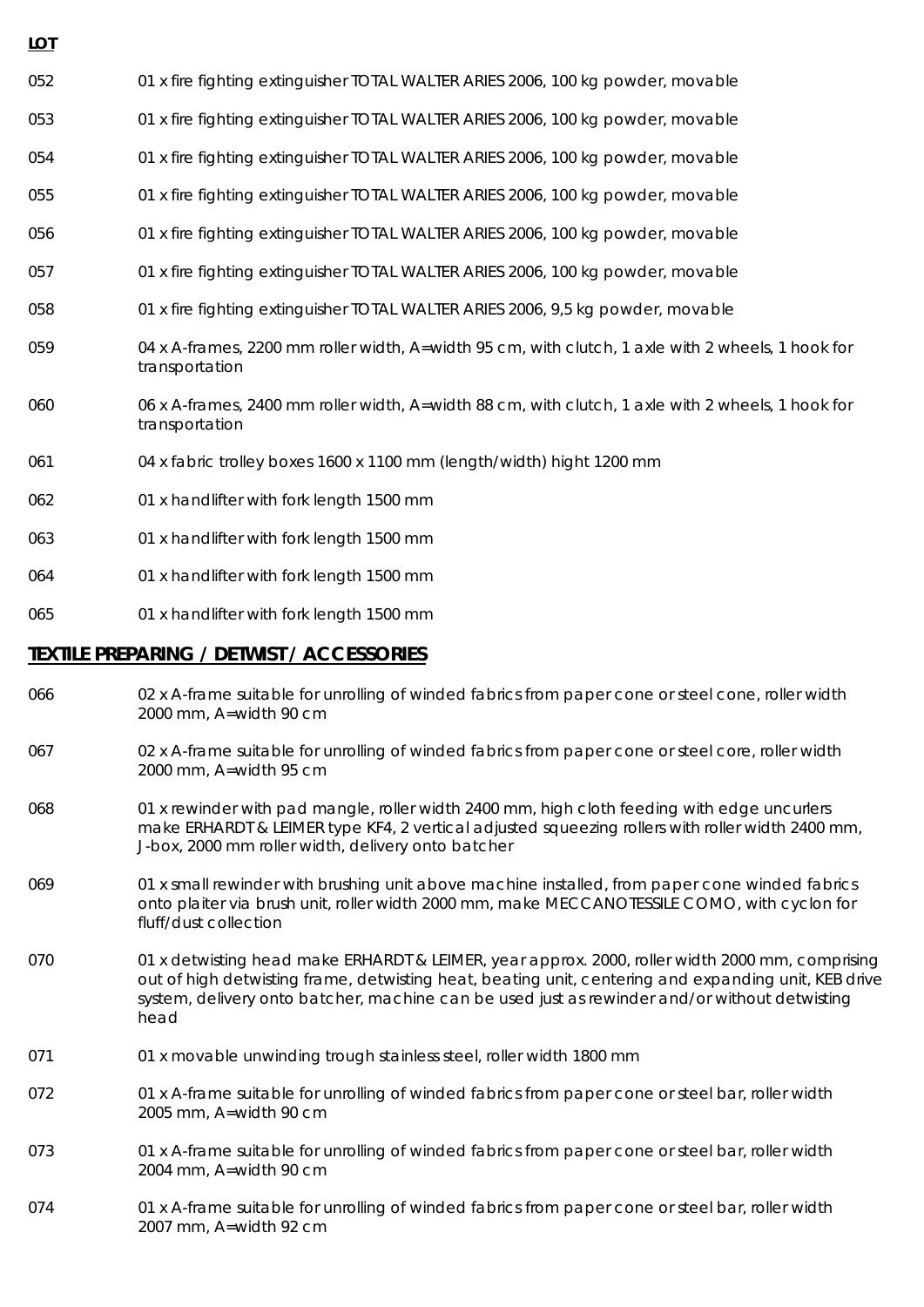**LOT**

| | |
|---|---|
| 052 | 01 x fire fighting extinguisher TOTAL WALTER ARIES 2006, 100 kg powder, movable |
| 053 | 01 x fire fighting extinguisher TOTAL WALTER ARIES 2006, 100 kg powder, movable |
| 054 | 01 x fire fighting extinguisher TOTAL WALTER ARIES 2006, 100 kg powder, movable |
| 055 | 01 x fire fighting extinguisher TOTAL WALTER ARIES 2006, 100 kg powder, movable |
| 056 | 01 x fire fighting extinguisher TOTAL WALTER ARIES 2006, 100 kg powder, movable |
| 057 | 01 x fire fighting extinguisher TOTAL WALTER ARIES 2006, 100 kg powder, movable |
| 058 | 01 x fire fighting extinguisher TOTAL WALTER ARIES 2006, 9,5 kg powder, movable |
| 059 | 04 x A-frames, 2200 mm roller width, A=width 95 cm, with clutch, 1 axle with 2 wheels, 1 hook for transportation |
| 060 | 06 x A-frames, 2400 mm roller width, A=width 88 cm, with clutch, 1 axle with 2 wheels, 1 hook for transportation |
| 061 | 04 x fabric trolley boxes 1600 x 1100 mm (length/width) hight 1200 mm |
| 062 | 01 x handlifter with fork length 1500 mm |
| 063 | 01 x handlifter with fork length 1500 mm |
| 064 | 01 x handlifter with fork length 1500 mm |
| 065 | 01 x handlifter with fork length 1500 mm |

## TEXTILE PREPARING / DETWIST / ACCESSORIES

| | |
|---|---|
| 066 | 02 x A-frame suitable for unrolling of winded fabrics from paper cone or steel cone, roller width 2000 mm, A=width 90 cm |
| 067 | 02 x A-frame suitable for unrolling of winded fabrics from paper cone or steel core, roller width 2000 mm, A=width 95 cm |
| 068 | 01 x rewinder with pad mangle, roller width 2400 mm, high cloth feeding with edge uncurlers make ERHARDT & LEIMER type KF4, 2 vertical adjusted squeezing rollers with roller width 2400 mm, J-box, 2000 mm roller width, delivery onto batcher |
| 069 | 01 x small rewinder with brushing unit above machine installed, from paper cone winded fabrics onto plaiter via brush unit, roller width 2000 mm, make MECCANOTESSILE COMO, with cyclon for fluff/dust collection |
| 070 | 01 x detwisting head make ERHARDT & LEIMER, year approx. 2000, roller width 2000 mm, comprising out of high detwisting frame, detwisting heat, beating unit, centering and expanding unit, KEB drive system, delivery onto batcher, machine can be used just as rewinder and/or without detwisting head |
| 071 | 01 x movable unwinding trough stainless steel, roller width 1800 mm |
| 072 | 01 x A-frame suitable for unrolling of winded fabrics from paper cone or steel bar, roller width 2005 mm, A=width 90 cm |
| 073 | 01 x A-frame suitable for unrolling of winded fabrics from paper cone or steel bar, roller width 2004 mm, A=width 90 cm |
| 074 | 01 x A-frame suitable for unrolling of winded fabrics from paper cone or steel bar, roller width 2007 mm, A=width 92 cm |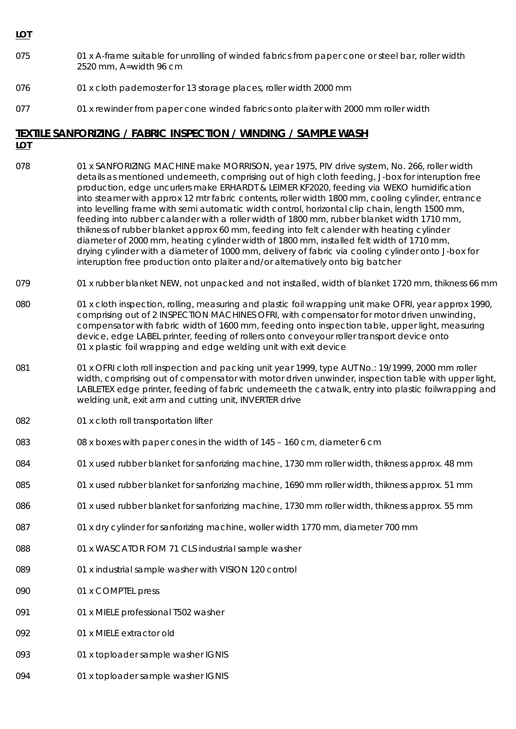**LOT**

| | |
|---|---|
| 075 | 01 x A-frame suitable for unrolling of winded fabrics from paper cone or steel bar, roller width 2520 mm, A=width 96 cm |
| 076 | 01 x cloth padernoster for 13 storage places, roller width 2000 mm |
| 077 | 01 x rewinder from paper cone winded fabrics onto plaiter with 2000 mm roller width |

## **TEXTILE SANFORIZING / FABRIC INSPECTION / WINDING / SAMPLE WASH**

**LOT**

| | |
|---|---|
| 078 | 01 x SANFORIZING MACHINE make MORRISON, year 1975, PIV drive system, No. 266, roller width details as mentioned underneeth, comprising out of high cloth feeding, J-box for interuption free production, edge uncurlers make ERHARDT & LEIMER KF2020, feeding via WEKO humidification into steamer with approx 12 mtr fabric contents, roller width 1800 mm, cooling cylinder, entrance into levelling frame with semi automatic width control, horizontal clip chain, length 1500 mm, feeding into rubber calander with a roller width of 1800 mm, rubber blanket width 1710 mm, thikness of rubber blanket approx 60 mm, feeding into felt calender with heating cylinder diameter of 2000 mm, heating cylinder width of 1800 mm, installed felt width of 1710 mm, drying cylinder with a diameter of 1000 mm, delivery of fabric via cooling cylinder onto J-box for interuption free production onto plaiter and/or alternatively onto big batcher |
| 079 | 01 x rubber blanket NEW, not unpacked and not installed, width of blanket 1720 mm, thikness 66 mm |
| 080 | 01 x cloth inspection, rolling, measuring and plastic foil wrapping unit make OFRI, year approx 1990, comprising out of 2 INSPECTION MACHINES OFRI, with compensator for motor driven unwinding, compensator with fabric width of 1600 mm, feeding onto inspection table, upper light, measuring device, edge LABEL printer, feeding of rollers onto conveyour roller transport device onto 01 x plastic foil wrapping and edge welding unit with exit device |
| 081 | 01 x OFRI cloth roll inspection and packing unit year 1999, type AUT No.: 19/1999, 2000 mm roller width, comprising out of compensator with motor driven unwinder, inspection table with upper light, LABLETEX edge printer, feeding of fabric underneeth the catwalk, entry into plastic foilwrapping and welding unit, exit arm and cutting unit, INVERTER drive |
| 082 | 01 x cloth roll transportation lifter |
| 083 | 08 x boxes with paper cones in the width of 145 – 160 cm, diameter 6 cm |
| 084 | 01 x used rubber blanket for sanforizing machine, 1730 mm roller width, thikness approx. 48 mm |
| 085 | 01 x used rubber blanket for sanforizing machine, 1690 mm roller width, thikness approx. 51 mm |
| 086 | 01 x used rubber blanket for sanforizing machine, 1730 mm roller width, thikness approx. 55 mm |
| 087 | 01 x dry cylinder for sanforizing machine, woller width 1770 mm, diameter 700 mm |
| 088 | 01 x WASCATOR FOM 71 CLS industrial sample washer |
| 089 | 01 x industrial sample washer with VISION 120 control |
| 090 | 01 x COMPTEL press |
| 091 | 01 x MIELE professional T502 washer |
| 092 | 01 x MIELE extractor old |
| 093 | 01 x toploader sample washer IGNIS |
| 094 | 01 x toploader sample washer IGNIS |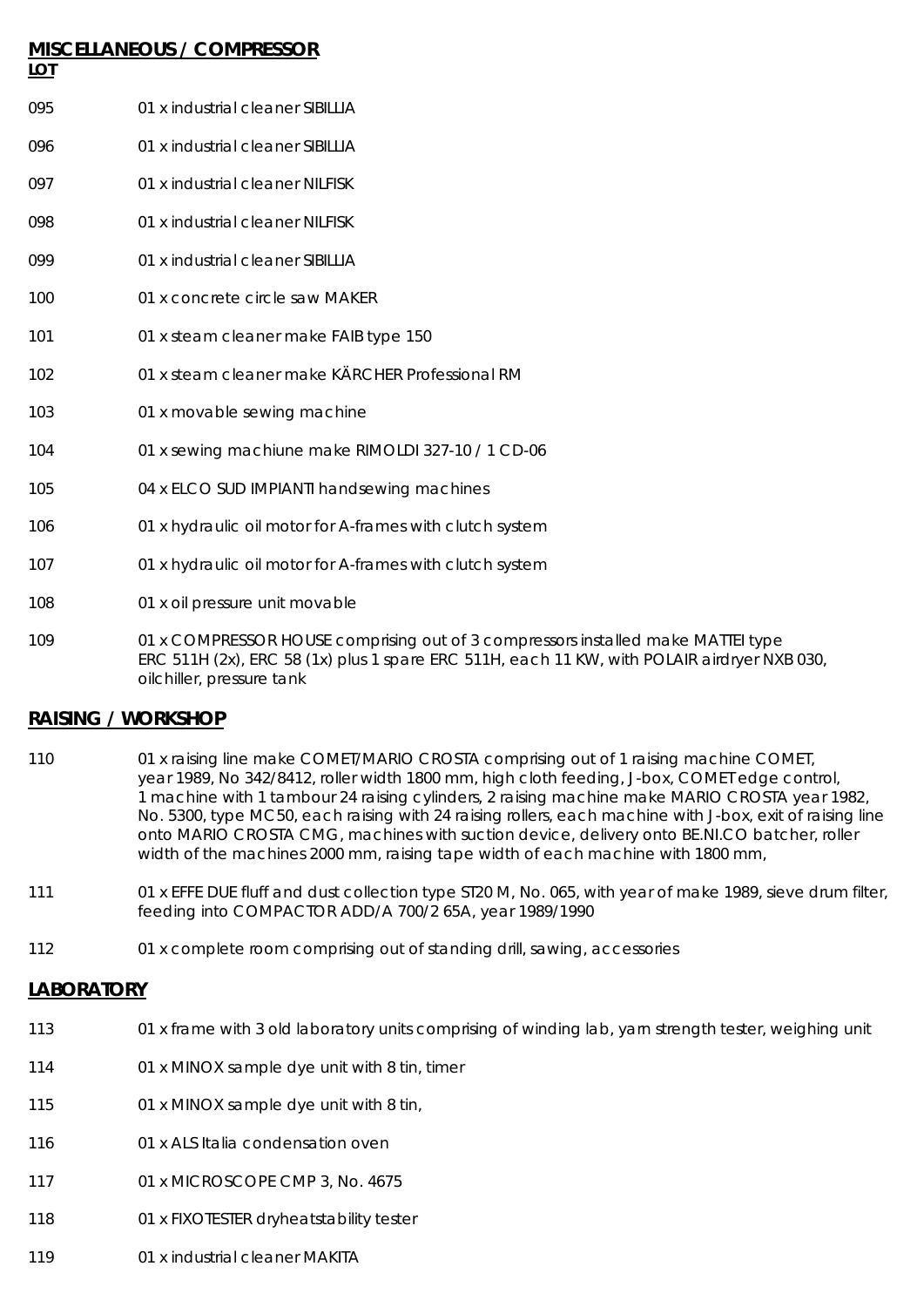## MISCELLANEOUS / COMPRESSOR

| LOT | |
|---|---|
| 095 | 01 x industrial cleaner SIBILLIA |
| 096 | 01 x industrial cleaner SIBILLIA |
| 097 | 01 x industrial cleaner NILFISK |
| 098 | 01 x industrial cleaner NILFISK |
| 099 | 01 x industrial cleaner SIBILLIA |
| 100 | 01 x concrete circle saw MAKER |
| 101 | 01 x steam cleaner make FAIB type 150 |
| 102 | 01 x steam cleaner make KÄRCHER Professional RM |
| 103 | 01 x movable sewing machine |
| 104 | 01 x sewing machiune make RIMOLDI 327-10 / 1 CD-06 |
| 105 | 04 x ELCO SUD IMPIANTI handsewing machines |
| 106 | 01 x hydraulic oil motor for A-frames with clutch system |
| 107 | 01 x hydraulic oil motor for A-frames with clutch system |
| 108 | 01 x oil pressure unit movable |
| 109 | 01 x COMPRESSOR HOUSE comprising out of 3 compressors installed make MATTEI type ERC 511H (2x), ERC 58 (1x) plus 1 spare ERC 511H, each 11 KW, with POLAIR airdryer NXB 030, oilchiller, pressure tank |

## RAISING / WORKSHOP

| | |
|---|---|
| 110 | 01 x raising line make COMET/MARIO CROSTA comprising out of 1 raising machine COMET, year 1989, No 342/8412, roller width 1800 mm, high cloth feeding, J-box, COMET edge control, 1 machine with 1 tambour 24 raising cylinders, 2 raising machine make MARIO CROSTA year 1982, No. 5300, type MC50, each raising with 24 raising rollers, each machine with J-box, exit of raising line onto MARIO CROSTA CMG, machines with suction device, delivery onto BE.NI.CO batcher, roller width of the machines 2000 mm, raising tape width of each machine with 1800 mm, |
| 111 | 01 x EFFE DUE fluff and dust collection type ST20 M, No. 065, with year of make 1989, sieve drum filter, feeding into COMPACTOR ADD/A 700/2 65A, year 1989/1990 |
| 112 | 01 x complete room comprising out of standing drill, sawing, accessories |

## LABORATORY

| | |
|---|---|
| 113 | 01 x frame with 3 old laboratory units comprising of winding lab, yarn strength tester, weighing unit |
| 114 | 01 x MINOX sample dye unit with 8 tin, timer |
| 115 | 01 x MINOX sample dye unit with 8 tin, |
| 116 | 01 x ALS Italia condensation oven |
| 117 | 01 x MICROSCOPE CMP 3, No. 4675 |
| 118 | 01 x FIXOTESTER dryheatstability tester |
| 119 | 01 x industrial cleaner MAKITA |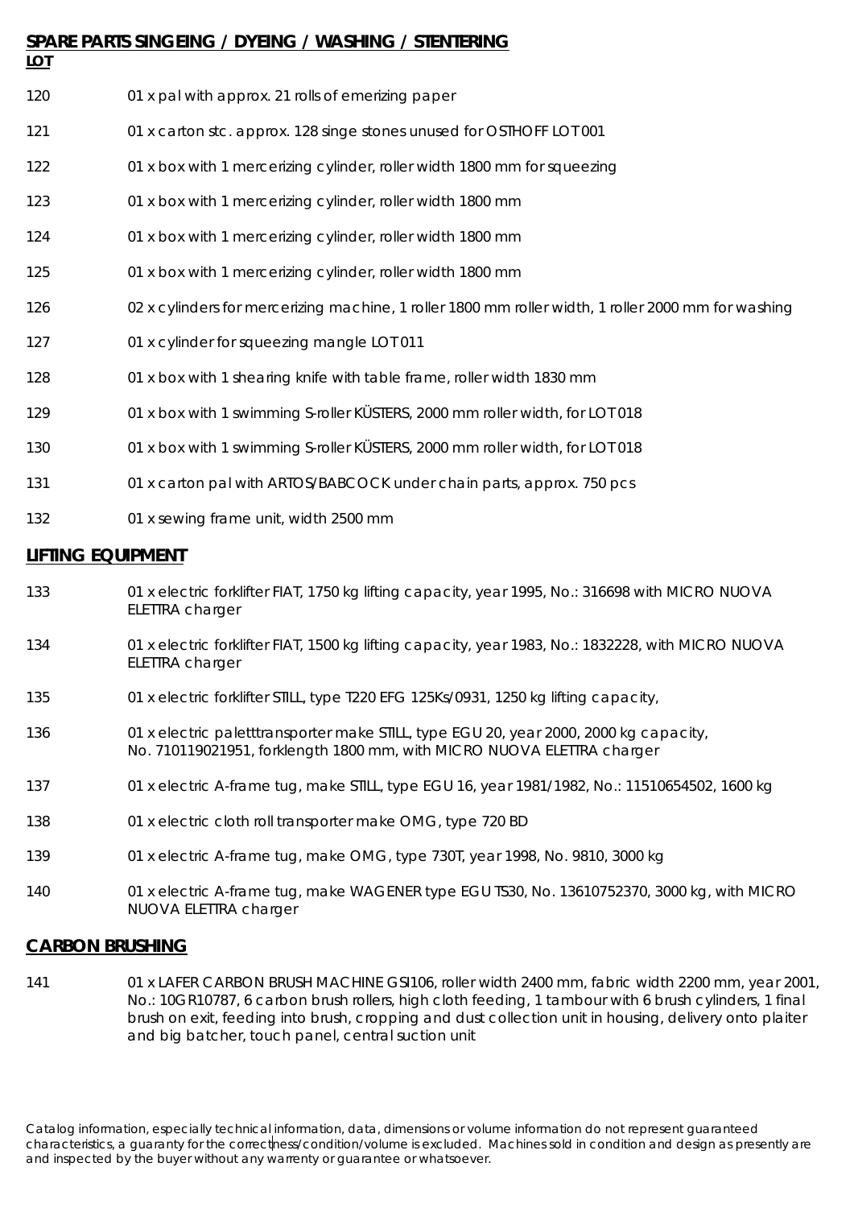## SPARE PARTS SINGEING / DYEING / WASHING / STENTERING

| LOT | |
|---|---|
| 120 | 01 x pal with approx. 21 rolls of emerizing paper |
| 121 | 01 x carton stc. approx. 128 singe stones unused for OSTHOFF LOT 001 |
| 122 | 01 x box with 1 mercerizing cylinder, roller width 1800 mm for squeezing |
| 123 | 01 x box with 1 mercerizing cylinder, roller width 1800 mm |
| 124 | 01 x box with 1 mercerizing cylinder, roller width 1800 mm |
| 125 | 01 x box with 1 mercerizing cylinder, roller width 1800 mm |
| 126 | 02 x cylinders for mercerizing machine, 1 roller 1800 mm roller width, 1 roller 2000 mm for washing |
| 127 | 01 x cylinder for squeezing mangle LOT 011 |
| 128 | 01 x box with 1 shearing knife with table frame, roller width 1830 mm |
| 129 | 01 x box with 1 swimming S-roller KÜSTERS, 2000 mm roller width, for LOT 018 |
| 130 | 01 x box with 1 swimming S-roller KÜSTERS, 2000 mm roller width, for LOT 018 |
| 131 | 01 x carton pal with ARTOS/BABCOCK under chain parts, approx. 750 pcs |
| 132 | 01 x sewing frame unit, width 2500 mm |

## LIFTING EQUIPMENT

| | |
|---|---|
| 133 | 01 x electric forklifter FIAT, 1750 kg lifting capacity, year 1995, No.: 316698 with MICRO NUOVA ELETTRA charger |
| 134 | 01 x electric forklifter FIAT, 1500 kg lifting capacity, year 1983, No.: 1832228, with MICRO NUOVA ELETTRA charger |
| 135 | 01 x electric forklifter STILL, type T220 EFG 125Ks/0931, 1250 kg lifting capacity, |
| 136 | 01 x electric paletttransporter make STILL, type EGU 20, year 2000, 2000 kg capacity, No. 710119021951, forklength 1800 mm, with MICRO NUOVA ELETTRA charger |
| 137 | 01 x electric A-frame tug, make STILL, type EGU 16, year 1981/1982, No.: 11510654502, 1600 kg |
| 138 | 01 x electric cloth roll transporter make OMG, type 720 BD |
| 139 | 01 x electric A-frame tug, make OMG, type 730T, year 1998, No. 9810, 3000 kg |
| 140 | 01 x electric A-frame tug, make WAGENER type EGU TS30, No. 13610752370, 3000 kg, with MICRO NUOVA ELETTRA charger |

## CARBON BRUSHING

| | |
|---|---|
| 141 | 01 x LAFER CARBON BRUSH MACHINE GSI106, roller width 2400 mm, fabric width 2200 mm, year 2001, No.: 10GR10787, 6 carbon brush rollers, high cloth feeding, 1 tambour with 6 brush cylinders, 1 final brush on exit, feeding into brush, cropping and dust collection unit in housing, delivery onto plaiter and big batcher, touch panel, central suction unit |

Catalog information, especially technical information, data, dimensions or volume information do not represent guaranteed characteristics, a guaranty for the correctness/condition/volume is excluded. Machines sold in condition and design as presently are and inspected by the buyer without any warrenty or guarantee or whatsoever.